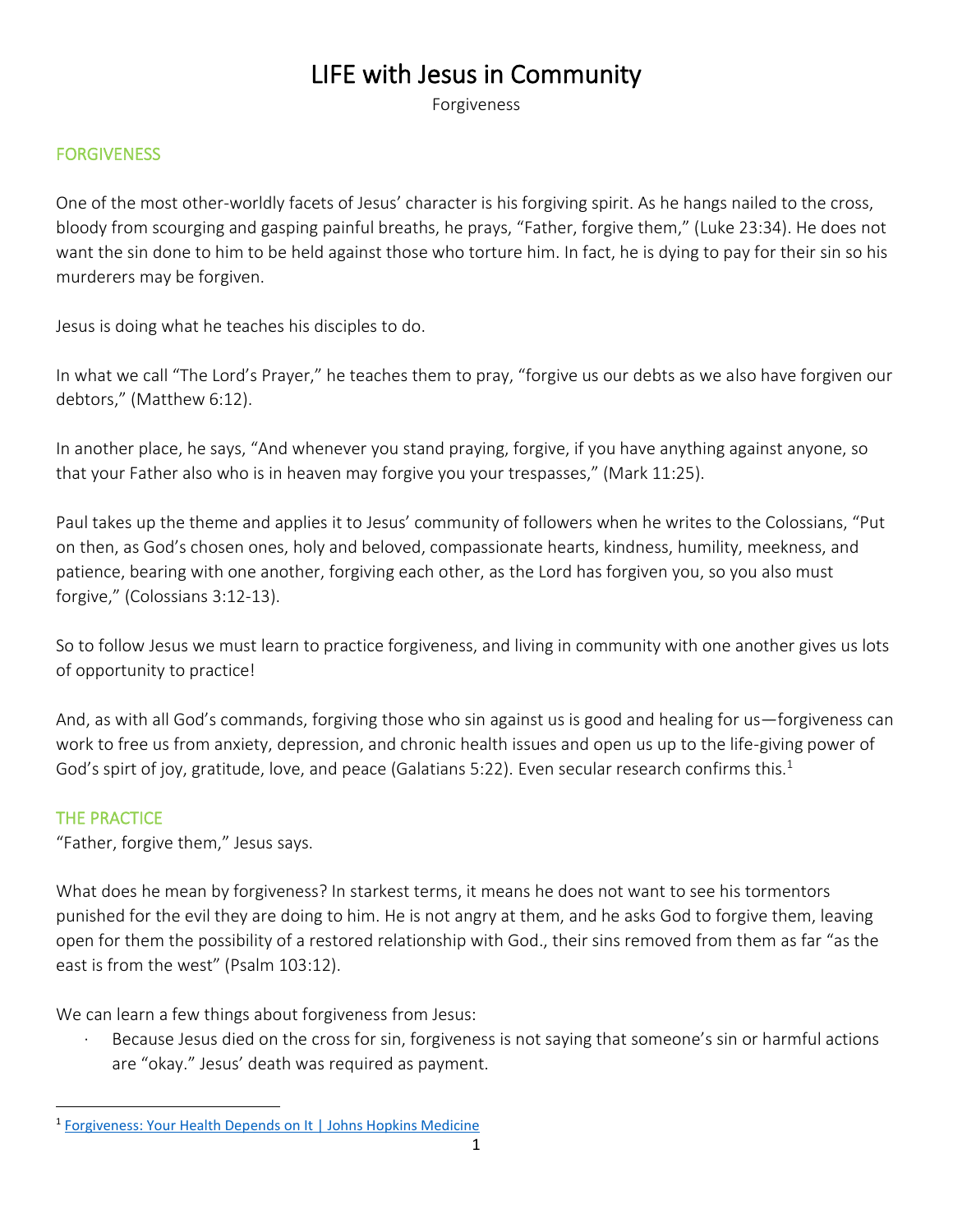# LIFE with Jesus in Community

Forgiveness

## FORGIVENESS

One of the most other-worldly facets of Jesus' character is his forgiving spirit. As he hangs nailed to the cross, bloody from scourging and gasping painful breaths, he prays, "Father, forgive them," (Luke 23:34). He does not want the sin done to him to be held against those who torture him. In fact, he is dying to pay for their sin so his murderers may be forgiven.

Jesus is doing what he teaches his disciples to do.

In what we call "The Lord's Prayer," he teaches them to pray, "forgive us our debts as we also have forgiven our debtors," (Matthew 6:12).

In another place, he says, "And whenever you stand praying, forgive, if you have anything against anyone, so that your Father also who is in heaven may forgive you your trespasses," (Mark 11:25).

Paul takes up the theme and applies it to Jesus' community of followers when he writes to the Colossians, "Put on then, as God's chosen ones, holy and beloved, compassionate hearts, kindness, humility, meekness, and patience, bearing with one another, forgiving each other, as the Lord has forgiven you, so you also must forgive," (Colossians 3:12-13).

So to follow Jesus we must learn to practice forgiveness, and living in community with one another gives us lots of opportunity to practice!

And, as with all God's commands, forgiving those who sin against us is good and healing for us—forgiveness can work to free us from anxiety, depression, and chronic health issues and open us up to the life-giving power of God's spirt of joy, gratitude, love, and peace (Galatians 5:22). Even secular research confirms this.[1]

## THE PRACTICE

"Father, forgive them," Jesus says.

What does he mean by forgiveness? In starkest terms, it means he does not want to see his tormentors punished for the evil they are doing to him. He is not angry at them, and he asks God to forgive them, leaving open for them the possibility of a restored relationship with God., their sins removed from them as far "as the east is from the west" (Psalm 103:12).

We can learn a few things about forgiveness from Jesus:

- Because Jesus died on the cross for sin, forgiveness is not saying that someone's sin or harmful actions are "okay." Jesus' death was required as payment.

---

[1] Forgiveness: Your Health Depends on It | Johns Hopkins Medicine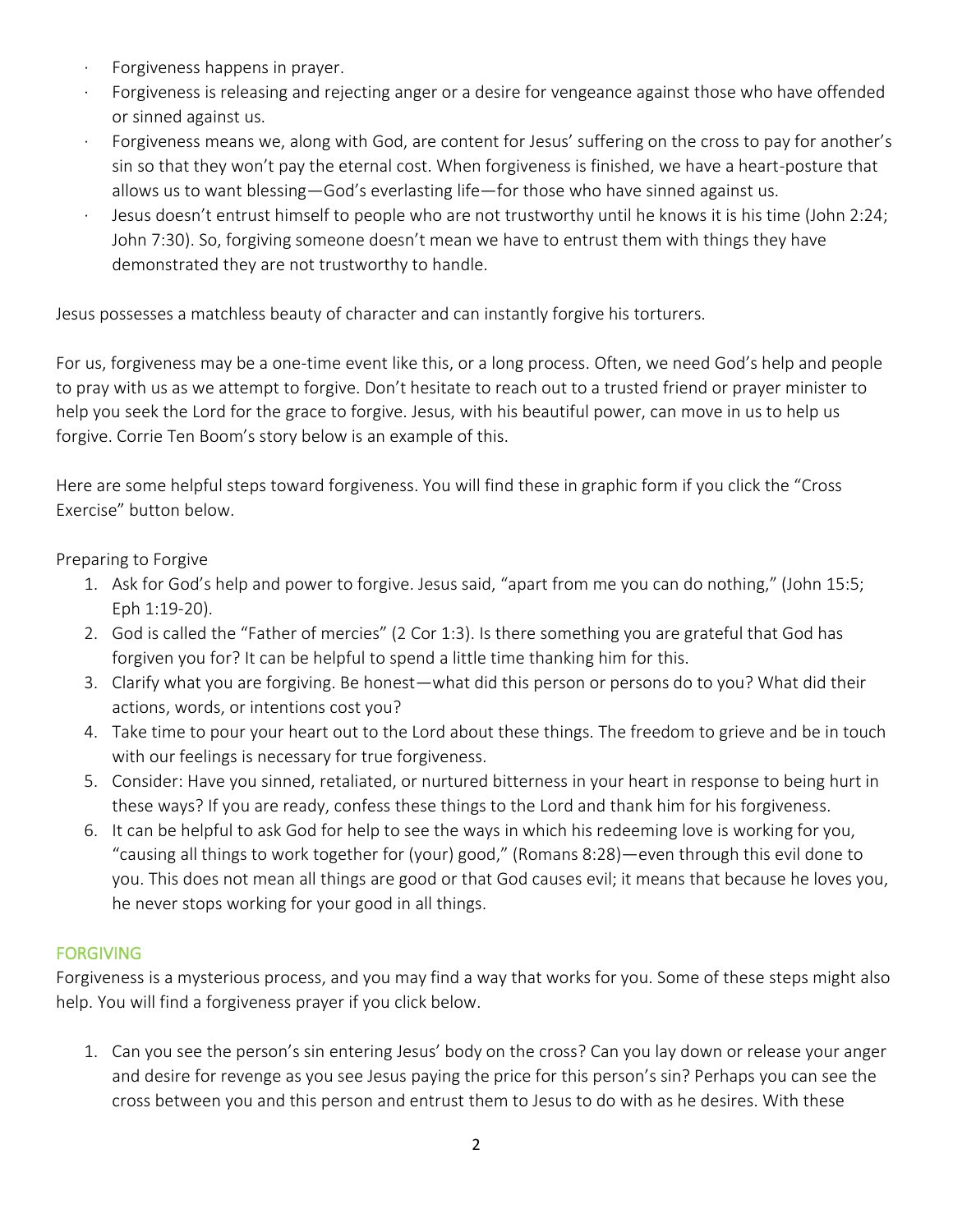- Forgiveness happens in prayer.
- Forgiveness is releasing and rejecting anger or a desire for vengeance against those who have offended or sinned against us.
- Forgiveness means we, along with God, are content for Jesus' suffering on the cross to pay for another's sin so that they won't pay the eternal cost. When forgiveness is finished, we have a heart-posture that allows us to want blessing—God's everlasting life—for those who have sinned against us.
- Jesus doesn't entrust himself to people who are not trustworthy until he knows it is his time (John 2:24; John 7:30). So, forgiving someone doesn't mean we have to entrust them with things they have demonstrated they are not trustworthy to handle.

Jesus possesses a matchless beauty of character and can instantly forgive his torturers.

For us, forgiveness may be a one-time event like this, or a long process. Often, we need God's help and people to pray with us as we attempt to forgive. Don't hesitate to reach out to a trusted friend or prayer minister to help you seek the Lord for the grace to forgive. Jesus, with his beautiful power, can move in us to help us forgive. Corrie Ten Boom's story below is an example of this.

Here are some helpful steps toward forgiveness. You will find these in graphic form if you click the "Cross Exercise" button below.

Preparing to Forgive

1. Ask for God's help and power to forgive. Jesus said, "apart from me you can do nothing," (John 15:5; Eph 1:19-20).
2. God is called the "Father of mercies" (2 Cor 1:3). Is there something you are grateful that God has forgiven you for? It can be helpful to spend a little time thanking him for this.
3. Clarify what you are forgiving. Be honest—what did this person or persons do to you? What did their actions, words, or intentions cost you?
4. Take time to pour your heart out to the Lord about these things. The freedom to grieve and be in touch with our feelings is necessary for true forgiveness.
5. Consider: Have you sinned, retaliated, or nurtured bitterness in your heart in response to being hurt in these ways? If you are ready, confess these things to the Lord and thank him for his forgiveness.
6. It can be helpful to ask God for help to see the ways in which his redeeming love is working for you, "causing all things to work together for (your) good," (Romans 8:28)—even through this evil done to you. This does not mean all things are good or that God causes evil; it means that because he loves you, he never stops working for your good in all things.

## FORGIVING

Forgiveness is a mysterious process, and you may find a way that works for you. Some of these steps might also help. You will find a forgiveness prayer if you click below.

1. Can you see the person's sin entering Jesus' body on the cross? Can you lay down or release your anger and desire for revenge as you see Jesus paying the price for this person's sin? Perhaps you can see the cross between you and this person and entrust them to Jesus to do with as he desires. With these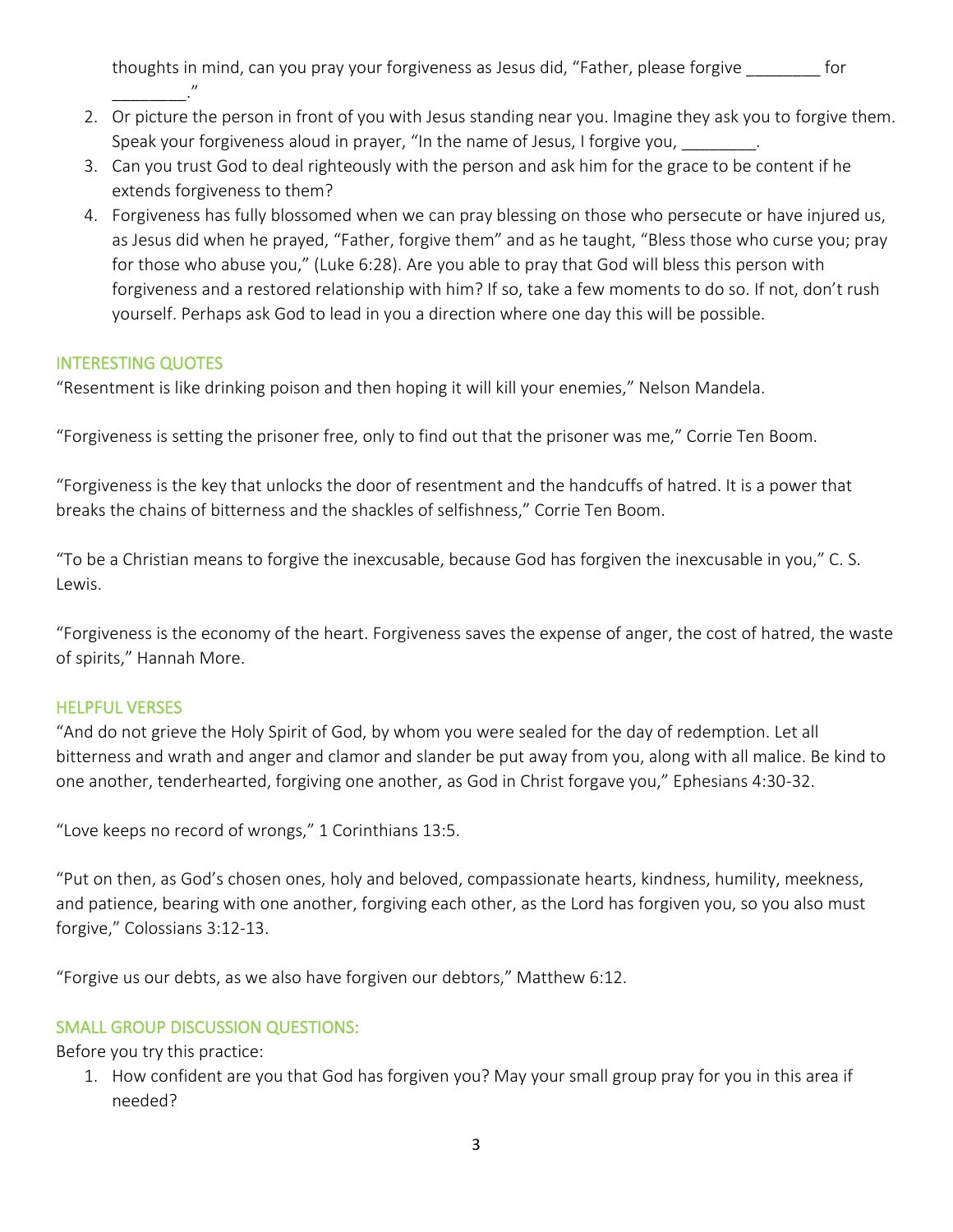thoughts in mind, can you pray your forgiveness as Jesus did, "Father, please forgive ________ for ________."

2. Or picture the person in front of you with Jesus standing near you. Imagine they ask you to forgive them. Speak your forgiveness aloud in prayer, "In the name of Jesus, I forgive you, ________.
3. Can you trust God to deal righteously with the person and ask him for the grace to be content if he extends forgiveness to them?
4. Forgiveness has fully blossomed when we can pray blessing on those who persecute or have injured us, as Jesus did when he prayed, "Father, forgive them" and as he taught, "Bless those who curse you; pray for those who abuse you," (Luke 6:28). Are you able to pray that God will bless this person with forgiveness and a restored relationship with him? If so, take a few moments to do so. If not, don't rush yourself. Perhaps ask God to lead in you a direction where one day this will be possible.

## INTERESTING QUOTES

"Resentment is like drinking poison and then hoping it will kill your enemies," Nelson Mandela.

"Forgiveness is setting the prisoner free, only to find out that the prisoner was me," Corrie Ten Boom.

"Forgiveness is the key that unlocks the door of resentment and the handcuffs of hatred. It is a power that breaks the chains of bitterness and the shackles of selfishness," Corrie Ten Boom.

"To be a Christian means to forgive the inexcusable, because God has forgiven the inexcusable in you," C. S. Lewis.

"Forgiveness is the economy of the heart. Forgiveness saves the expense of anger, the cost of hatred, the waste of spirits," Hannah More.

## HELPFUL VERSES

"And do not grieve the Holy Spirit of God, by whom you were sealed for the day of redemption. Let all bitterness and wrath and anger and clamor and slander be put away from you, along with all malice. Be kind to one another, tenderhearted, forgiving one another, as God in Christ forgave you," Ephesians 4:30-32.

"Love keeps no record of wrongs," 1 Corinthians 13:5.

"Put on then, as God's chosen ones, holy and beloved, compassionate hearts, kindness, humility, meekness, and patience, bearing with one another, forgiving each other, as the Lord has forgiven you, so you also must forgive," Colossians 3:12-13.

"Forgive us our debts, as we also have forgiven our debtors," Matthew 6:12.

## SMALL GROUP DISCUSSION QUESTIONS:

Before you try this practice:

1. How confident are you that God has forgiven you? May your small group pray for you in this area if needed?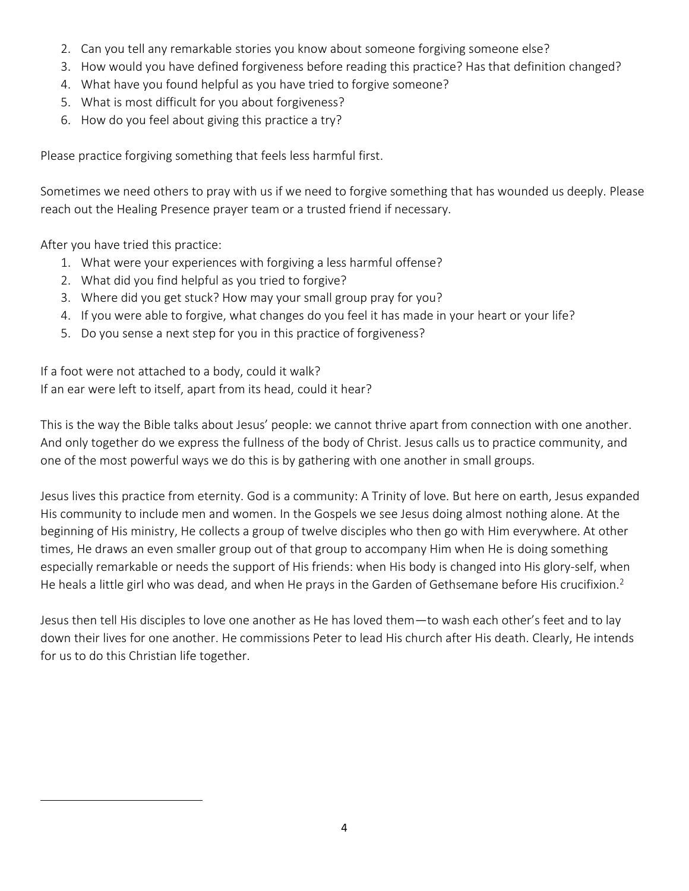2. Can you tell any remarkable stories you know about someone forgiving someone else?
3. How would you have defined forgiveness before reading this practice? Has that definition changed?
4. What have you found helpful as you have tried to forgive someone?
5. What is most difficult for you about forgiveness?
6. How do you feel about giving this practice a try?

Please practice forgiving something that feels less harmful first.

Sometimes we need others to pray with us if we need to forgive something that has wounded us deeply. Please reach out the Healing Presence prayer team or a trusted friend if necessary.

After you have tried this practice:

1. What were your experiences with forgiving a less harmful offense?
2. What did you find helpful as you tried to forgive?
3. Where did you get stuck? How may your small group pray for you?
4. If you were able to forgive, what changes do you feel it has made in your heart or your life?
5. Do you sense a next step for you in this practice of forgiveness?

If a foot were not attached to a body, could it walk?
If an ear were left to itself, apart from its head, could it hear?

This is the way the Bible talks about Jesus' people: we cannot thrive apart from connection with one another. And only together do we express the fullness of the body of Christ. Jesus calls us to practice community, and one of the most powerful ways we do this is by gathering with one another in small groups.

Jesus lives this practice from eternity. God is a community: A Trinity of love. But here on earth, Jesus expanded His community to include men and women. In the Gospels we see Jesus doing almost nothing alone. At the beginning of His ministry, He collects a group of twelve disciples who then go with Him everywhere. At other times, He draws an even smaller group out of that group to accompany Him when He is doing something especially remarkable or needs the support of His friends: when His body is changed into His glory-self, when He heals a little girl who was dead, and when He prays in the Garden of Gethsemane before His crucifixion.[2]

Jesus then tell His disciples to love one another as He has loved them—to wash each other's feet and to lay down their lives for one another. He commissions Peter to lead His church after His death. Clearly, He intends for us to do this Christian life together.